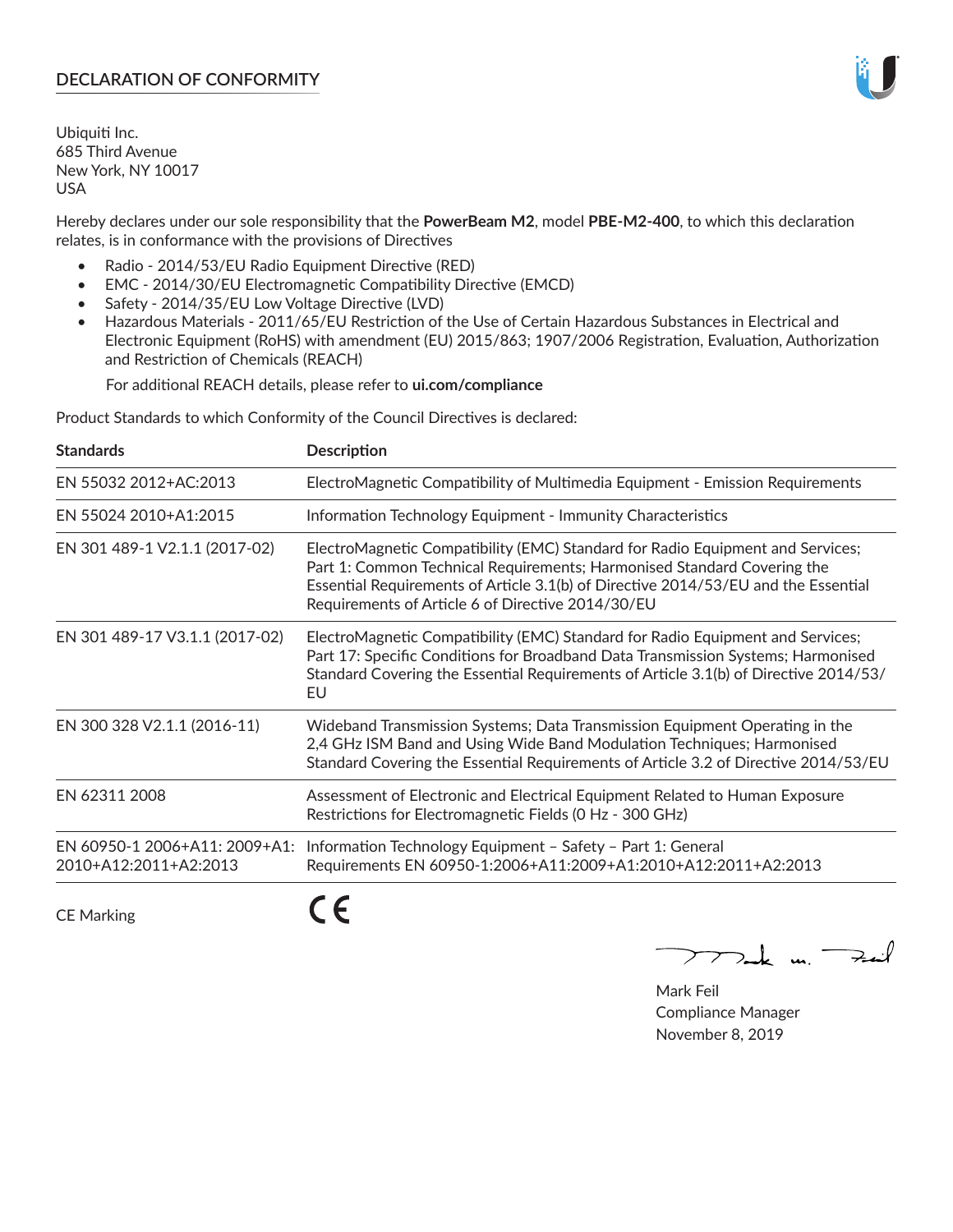# DECLARATION OF CONFORMITY

Ubiquiti Inc.
685 Third Avenue
New York, NY 10017
USA

Hereby declares under our sole responsibility that the **PowerBeam M2**, model **PBE-M2-400**, to which this declaration relates, is in conformance with the provisions of Directives

- Radio - 2014/53/EU Radio Equipment Directive (RED)
- EMC - 2014/30/EU Electromagnetic Compatibility Directive (EMCD)
- Safety - 2014/35/EU Low Voltage Directive (LVD)
- Hazardous Materials - 2011/65/EU Restriction of the Use of Certain Hazardous Substances in Electrical and Electronic Equipment (RoHS) with amendment (EU) 2015/863; 1907/2006 Registration, Evaluation, Authorization and Restriction of Chemicals (REACH)

For additional REACH details, please refer to **ui.com/compliance**

Product Standards to which Conformity of the Council Directives is declared:

| Standards | Description |
|---|---|
| EN 55032 2012+AC:2013 | ElectroMagnetic Compatibility of Multimedia Equipment - Emission Requirements |
| EN 55024 2010+A1:2015 | Information Technology Equipment - Immunity Characteristics |
| EN 301 489-1 V2.1.1 (2017-02) | ElectroMagnetic Compatibility (EMC) Standard for Radio Equipment and Services; Part 1: Common Technical Requirements; Harmonised Standard Covering the Essential Requirements of Article 3.1(b) of Directive 2014/53/EU and the Essential Requirements of Article 6 of Directive 2014/30/EU |
| EN 301 489-17 V3.1.1 (2017-02) | ElectroMagnetic Compatibility (EMC) Standard for Radio Equipment and Services; Part 17: Specific Conditions for Broadband Data Transmission Systems; Harmonised Standard Covering the Essential Requirements of Article 3.1(b) of Directive 2014/53/EU |
| EN 300 328 V2.1.1 (2016-11) | Wideband Transmission Systems; Data Transmission Equipment Operating in the 2,4 GHz ISM Band and Using Wide Band Modulation Techniques; Harmonised Standard Covering the Essential Requirements of Article 3.2 of Directive 2014/53/EU |
| EN 62311 2008 | Assessment of Electronic and Electrical Equipment Related to Human Exposure Restrictions for Electromagnetic Fields (0 Hz - 300 GHz) |
| EN 60950-1 2006+A11: 2009+A1: 2010+A12:2011+A2:2013 | Information Technology Equipment – Safety – Part 1: General Requirements EN 60950-1:2006+A11:2009+A1:2010+A12:2011+A2:2013 |

CE Marking CE

Mark Feil
Compliance Manager
November 8, 2019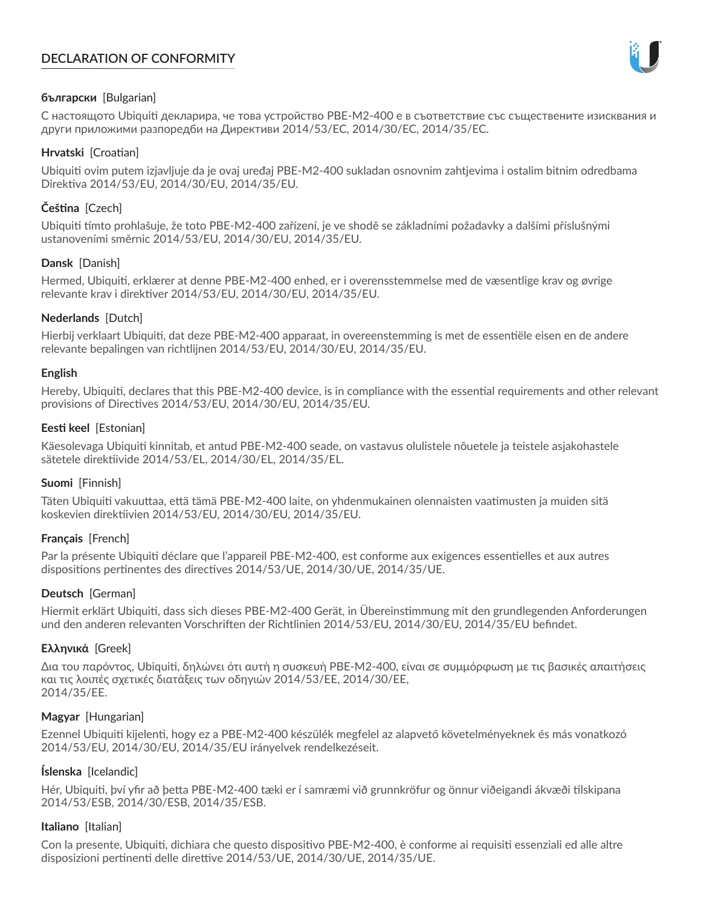# DECLARATION OF CONFORMITY

**български** [Bulgarian]

С настоящото Ubiquiti декларира, че това устройство PBE-M2-400 е в съответствие със съществените изисквания и други приложими разпоредби на Директиви 2014/53/EC, 2014/30/ЕС, 2014/35/ЕС.

**Hrvatski** [Croatian]

Ubiquiti ovim putem izjavljuje da je ovaj uređaj PBE-M2-400 sukladan osnovnim zahtjevima i ostalim bitnim odredbama Direktiva 2014/53/EU, 2014/30/EU, 2014/35/EU.

**Čeština** [Czech]

Ubiquiti tímto prohlašuje, že toto PBE-M2-400 zařízení, je ve shodě se základními požadavky a dalšími příslušnými ustanoveními směrnic 2014/53/EU, 2014/30/EU, 2014/35/EU.

**Dansk** [Danish]

Hermed, Ubiquiti, erklærer at denne PBE-M2-400 enhed, er i overensstemmelse med de væsentlige krav og øvrige relevante krav i direktiver 2014/53/EU, 2014/30/EU, 2014/35/EU.

**Nederlands** [Dutch]

Hierbij verklaart Ubiquiti, dat deze PBE-M2-400 apparaat, in overeenstemming is met de essentiële eisen en de andere relevante bepalingen van richtlijnen 2014/53/EU, 2014/30/EU, 2014/35/EU.

**English**

Hereby, Ubiquiti, declares that this PBE-M2-400 device, is in compliance with the essential requirements and other relevant provisions of Directives 2014/53/EU, 2014/30/EU, 2014/35/EU.

**Eesti keel** [Estonian]

Käesolevaga Ubiquiti kinnitab, et antud PBE-M2-400 seade, on vastavus olulistele nõuetele ja teistele asjakohastele sätetele direktiivide 2014/53/EL, 2014/30/EL, 2014/35/EL.

**Suomi** [Finnish]

Täten Ubiquiti vakuuttaa, että tämä PBE-M2-400 laite, on yhdenmukainen olennaisten vaatimusten ja muiden sitä koskevien direktiivien 2014/53/EU, 2014/30/EU, 2014/35/EU.

**Français** [French]

Par la présente Ubiquiti déclare que l'appareil PBE-M2-400, est conforme aux exigences essentielles et aux autres dispositions pertinentes des directives 2014/53/UE, 2014/30/UE, 2014/35/UE.

**Deutsch** [German]

Hiermit erklärt Ubiquiti, dass sich dieses PBE-M2-400 Gerät, in Übereinstimmung mit den grundlegenden Anforderungen und den anderen relevanten Vorschriften der Richtlinien 2014/53/EU, 2014/30/EU, 2014/35/EU befindet.

**Ελληνικά** [Greek]

Δια του παρόντος, Ubiquiti, δηλώνει ότι αυτή η συσκευή PBE-M2-400, είναι σε συμμόρφωση με τις βασικές απαιτήσεις και τις λοιπές σχετικές διατάξεις των οδηγιών 2014/53/EE, 2014/30/EE, 2014/35/EE.

**Magyar** [Hungarian]

Ezennel Ubiquiti kijelenti, hogy ez a PBE-M2-400 készülék megfelel az alapvető követelményeknek és más vonatkozó 2014/53/EU, 2014/30/EU, 2014/35/EU irányelvek rendelkezéseit.

**Íslenska** [Icelandic]

Hér, Ubiquiti, því yfir að þetta PBE-M2-400 tæki er í samræmi við grunnkröfur og önnur viðeigandi ákvæði tilskipana 2014/53/ESB, 2014/30/ESB, 2014/35/ESB.

**Italiano** [Italian]

Con la presente, Ubiquiti, dichiara che questo dispositivo PBE-M2-400, è conforme ai requisiti essenziali ed alle altre disposizioni pertinenti delle direttive 2014/53/UE, 2014/30/UE, 2014/35/UE.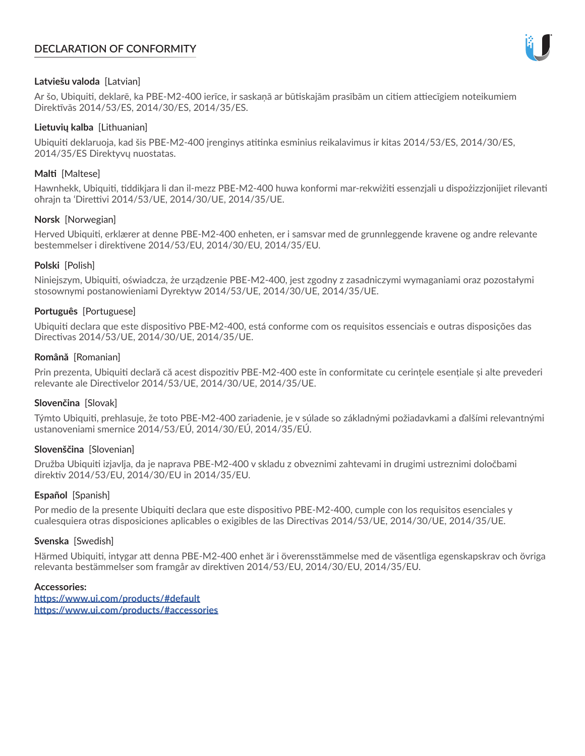DECLARATION OF CONFORMITY

**Latviešu valoda** [Latvian]

Ar šo, Ubiquiti, deklarē, ka PBE-M2-400 ierīce, ir saskaņā ar būtiskajām prasībām un citiem attiecīgiem noteikumiem Direktīvās 2014/53/ES, 2014/30/ES, 2014/35/ES.

**Lietuvių kalba** [Lithuanian]

Ubiquiti deklaruoja, kad šis PBE-M2-400 įrenginys atitinka esminius reikalavimus ir kitas 2014/53/ES, 2014/30/ES, 2014/35/ES Direktyvų nuostatas.

**Malti** [Maltese]

Hawnhekk, Ubiquiti, tiddikjara li dan il-mezz PBE-M2-400 huwa konformi mar-rekwiżiti essenzjali u dispożizzjonijiet rilevanti oħrajn ta 'Direttivi 2014/53/UE, 2014/30/UE, 2014/35/UE.

**Norsk** [Norwegian]

Herved Ubiquiti, erklærer at denne PBE-M2-400 enheten, er i samsvar med de grunnleggende kravene og andre relevante bestemmelser i direktivene 2014/53/EU, 2014/30/EU, 2014/35/EU.

**Polski** [Polish]

Niniejszym, Ubiquiti, oświadcza, że urządzenie PBE-M2-400, jest zgodny z zasadniczymi wymaganiami oraz pozostałymi stosownymi postanowieniami Dyrektyw 2014/53/UE, 2014/30/UE, 2014/35/UE.

**Português** [Portuguese]

Ubiquiti declara que este dispositivo PBE-M2-400, está conforme com os requisitos essenciais e outras disposições das Directivas 2014/53/UE, 2014/30/UE, 2014/35/UE.

**Română** [Romanian]

Prin prezenta, Ubiquiti declară că acest dispozitiv PBE-M2-400 este în conformitate cu cerințele esențiale și alte prevederi relevante ale Directivelor 2014/53/UE, 2014/30/UE, 2014/35/UE.

**Slovenčina** [Slovak]

Týmto Ubiquiti, prehlasuje, že toto PBE-M2-400 zariadenie, je v súlade so základnými požiadavkami a ďalšími relevantnými ustanoveniami smernice 2014/53/EÚ, 2014/30/EÚ, 2014/35/EÚ.

**Slovenščina** [Slovenian]

Družba Ubiquiti izjavlja, da je naprava PBE-M2-400 v skladu z obveznimi zahtevami in drugimi ustreznimi določbami direktiv 2014/53/EU, 2014/30/EU in 2014/35/EU.

**Español** [Spanish]

Por medio de la presente Ubiquiti declara que este dispositivo PBE-M2-400, cumple con los requisitos esenciales y cualesquiera otras disposiciones aplicables o exigibles de las Directivas 2014/53/UE, 2014/30/UE, 2014/35/UE.

**Svenska** [Swedish]

Härmed Ubiquiti, intygar att denna PBE-M2-400 enhet är i överensstämmelse med de väsentliga egenskapskrav och övriga relevanta bestämmelser som framgår av direktiven 2014/53/EU, 2014/30/EU, 2014/35/EU.

**Accessories:**
**https://www.ui.com/products/#default**
**https://www.ui.com/products/#accessories**